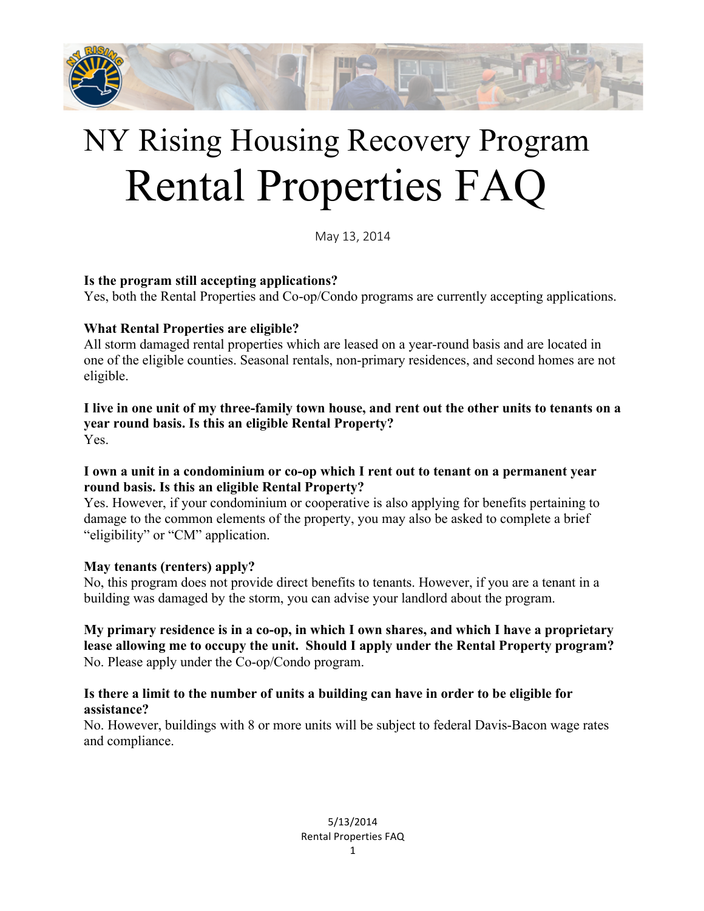# NY Rising Housing Recovery Program

# Rental Properties FAQ

May 13, 2014

**Is the program still accepting applications?**
Yes, both the Rental Properties and Co-op/Condo programs are currently accepting applications.

**What Rental Properties are eligible?**
All storm damaged rental properties which are leased on a year-round basis and are located in one of the eligible counties. Seasonal rentals, non-primary residences, and second homes are not eligible.

**I live in one unit of my three-family town house, and rent out the other units to tenants on a year round basis. Is this an eligible Rental Property?**
Yes.

**I own a unit in a condominium or co-op which I rent out to tenant on a permanent year round basis. Is this an eligible Rental Property?**
Yes. However, if your condominium or cooperative is also applying for benefits pertaining to damage to the common elements of the property, you may also be asked to complete a brief "eligibility" or "CM" application.

**May tenants (renters) apply?**
No, this program does not provide direct benefits to tenants. However, if you are a tenant in a building was damaged by the storm, you can advise your landlord about the program.

**My primary residence is in a co-op, in which I own shares, and which I have a proprietary lease allowing me to occupy the unit. Should I apply under the Rental Property program?**
No. Please apply under the Co-op/Condo program.

**Is there a limit to the number of units a building can have in order to be eligible for assistance?**
No. However, buildings with 8 or more units will be subject to federal Davis-Bacon wage rates and compliance.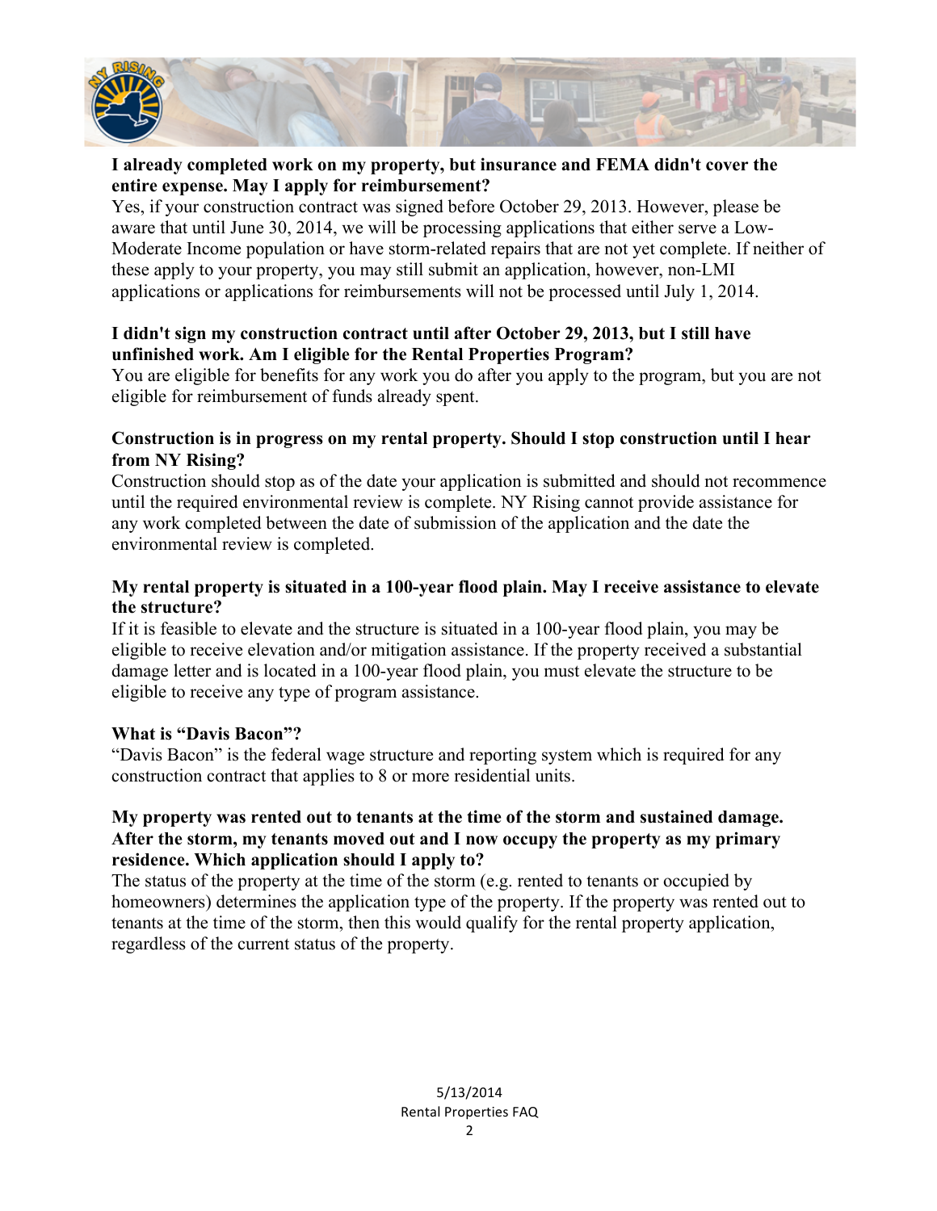**I already completed work on my property, but insurance and FEMA didn't cover the entire expense. May I apply for reimbursement?**
Yes, if your construction contract was signed before October 29, 2013. However, please be aware that until June 30, 2014, we will be processing applications that either serve a Low-Moderate Income population or have storm-related repairs that are not yet complete. If neither of these apply to your property, you may still submit an application, however, non-LMI applications or applications for reimbursements will not be processed until July 1, 2014.

**I didn't sign my construction contract until after October 29, 2013, but I still have unfinished work. Am I eligible for the Rental Properties Program?**
You are eligible for benefits for any work you do after you apply to the program, but you are not eligible for reimbursement of funds already spent.

**Construction is in progress on my rental property. Should I stop construction until I hear from NY Rising?**
Construction should stop as of the date your application is submitted and should not recommence until the required environmental review is complete. NY Rising cannot provide assistance for any work completed between the date of submission of the application and the date the environmental review is completed.

**My rental property is situated in a 100-year flood plain. May I receive assistance to elevate the structure?**
If it is feasible to elevate and the structure is situated in a 100-year flood plain, you may be eligible to receive elevation and/or mitigation assistance. If the property received a substantial damage letter and is located in a 100-year flood plain, you must elevate the structure to be eligible to receive any type of program assistance.

**What is "Davis Bacon"?**
"Davis Bacon" is the federal wage structure and reporting system which is required for any construction contract that applies to 8 or more residential units.

**My property was rented out to tenants at the time of the storm and sustained damage. After the storm, my tenants moved out and I now occupy the property as my primary residence. Which application should I apply to?**
The status of the property at the time of the storm (e.g. rented to tenants or occupied by homeowners) determines the application type of the property. If the property was rented out to tenants at the time of the storm, then this would qualify for the rental property application, regardless of the current status of the property.